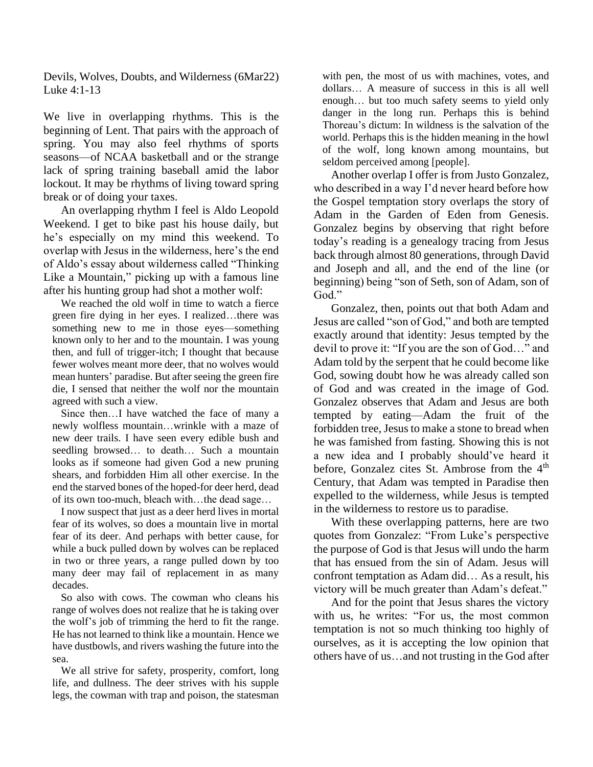Devils, Wolves, Doubts, and Wilderness (6Mar22)
Luke 4:1-13

We live in overlapping rhythms. This is the beginning of Lent. That pairs with the approach of spring. You may also feel rhythms of sports seasons—of NCAA basketball and or the strange lack of spring training baseball amid the labor lockout. It may be rhythms of living toward spring break or of doing your taxes.

An overlapping rhythm I feel is Aldo Leopold Weekend. I get to bike past his house daily, but he's especially on my mind this weekend. To overlap with Jesus in the wilderness, here's the end of Aldo's essay about wilderness called "Thinking Like a Mountain," picking up with a famous line after his hunting group had shot a mother wolf:

> We reached the old wolf in time to watch a fierce green fire dying in her eyes. I realized…there was something new to me in those eyes—something known only to her and to the mountain. I was young then, and full of trigger-itch; I thought that because fewer wolves meant more deer, that no wolves would mean hunters' paradise. But after seeing the green fire die, I sensed that neither the wolf nor the mountain agreed with such a view.
>
> Since then…I have watched the face of many a newly wolfless mountain…wrinkle with a maze of new deer trails. I have seen every edible bush and seedling browsed… to death… Such a mountain looks as if someone had given God a new pruning shears, and forbidden Him all other exercise. In the end the starved bones of the hoped-for deer herd, dead of its own too-much, bleach with…the dead sage…
>
> I now suspect that just as a deer herd lives in mortal fear of its wolves, so does a mountain live in mortal fear of its deer. And perhaps with better cause, for while a buck pulled down by wolves can be replaced in two or three years, a range pulled down by too many deer may fail of replacement in as many decades.
>
> So also with cows. The cowman who cleans his range of wolves does not realize that he is taking over the wolf's job of trimming the herd to fit the range. He has not learned to think like a mountain. Hence we have dustbowls, and rivers washing the future into the sea.
>
> We all strive for safety, prosperity, comfort, long life, and dullness. The deer strives with his supple legs, the cowman with trap and poison, the statesman with pen, the most of us with machines, votes, and dollars… A measure of success in this is all well enough… but too much safety seems to yield only danger in the long run. Perhaps this is behind Thoreau's dictum: In wildness is the salvation of the world. Perhaps this is the hidden meaning in the howl of the wolf, long known among mountains, but seldom perceived among [people].

Another overlap I offer is from Justo Gonzalez, who described in a way I'd never heard before how the Gospel temptation story overlaps the story of Adam in the Garden of Eden from Genesis. Gonzalez begins by observing that right before today's reading is a genealogy tracing from Jesus back through almost 80 generations, through David and Joseph and all, and the end of the line (or beginning) being "son of Seth, son of Adam, son of God."

Gonzalez, then, points out that both Adam and Jesus are called "son of God," and both are tempted exactly around that identity: Jesus tempted by the devil to prove it: "If you are the son of God…" and Adam told by the serpent that he could become like God, sowing doubt how he was already called son of God and was created in the image of God. Gonzalez observes that Adam and Jesus are both tempted by eating—Adam the fruit of the forbidden tree, Jesus to make a stone to bread when he was famished from fasting. Showing this is not a new idea and I probably should've heard it before, Gonzalez cites St. Ambrose from the 4th Century, that Adam was tempted in Paradise then expelled to the wilderness, while Jesus is tempted in the wilderness to restore us to paradise.

With these overlapping patterns, here are two quotes from Gonzalez: "From Luke's perspective the purpose of God is that Jesus will undo the harm that has ensued from the sin of Adam. Jesus will confront temptation as Adam did… As a result, his victory will be much greater than Adam's defeat."

And for the point that Jesus shares the victory with us, he writes: "For us, the most common temptation is not so much thinking too highly of ourselves, as it is accepting the low opinion that others have of us…and not trusting in the God after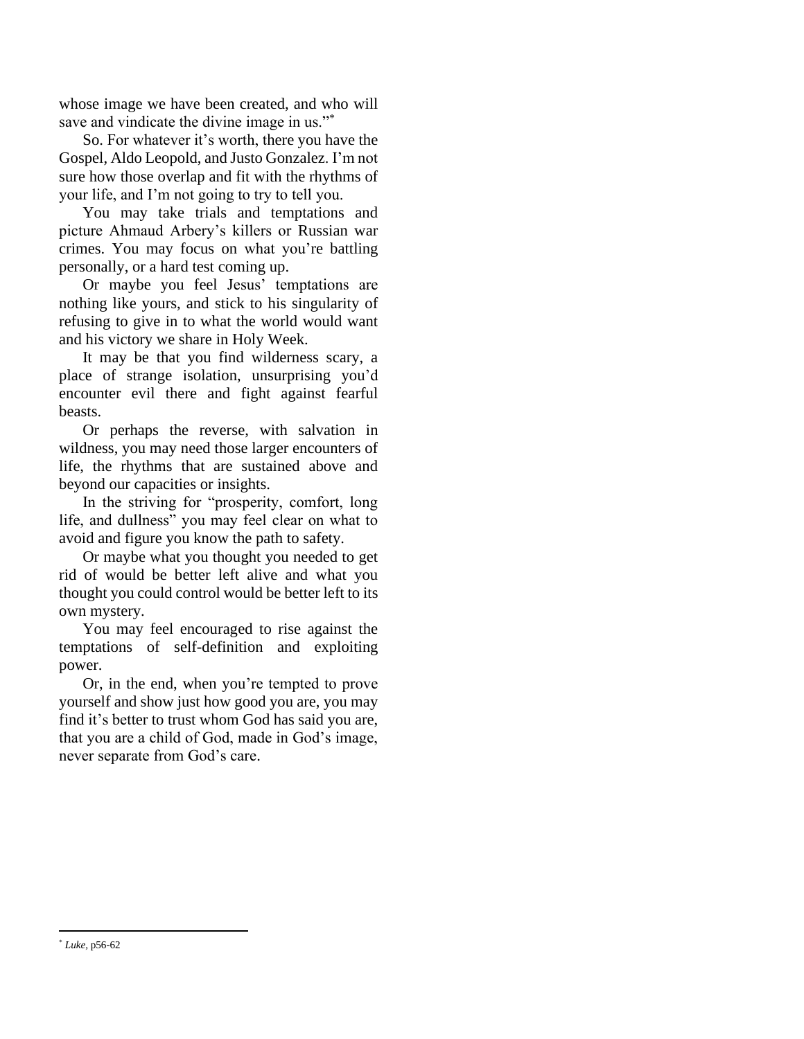whose image we have been created, and who will save and vindicate the divine image in us."[*]

So. For whatever it's worth, there you have the Gospel, Aldo Leopold, and Justo Gonzalez. I'm not sure how those overlap and fit with the rhythms of your life, and I'm not going to try to tell you.

You may take trials and temptations and picture Ahmaud Arbery's killers or Russian war crimes. You may focus on what you're battling personally, or a hard test coming up.

Or maybe you feel Jesus' temptations are nothing like yours, and stick to his singularity of refusing to give in to what the world would want and his victory we share in Holy Week.

It may be that you find wilderness scary, a place of strange isolation, unsurprising you'd encounter evil there and fight against fearful beasts.

Or perhaps the reverse, with salvation in wildness, you may need those larger encounters of life, the rhythms that are sustained above and beyond our capacities or insights.

In the striving for "prosperity, comfort, long life, and dullness" you may feel clear on what to avoid and figure you know the path to safety.

Or maybe what you thought you needed to get rid of would be better left alive and what you thought you could control would be better left to its own mystery.

You may feel encouraged to rise against the temptations of self-definition and exploiting power.

Or, in the end, when you're tempted to prove yourself and show just how good you are, you may find it's better to trust whom God has said you are, that you are a child of God, made in God's image, never separate from God's care.

---

[*] *Luke*, p56-62